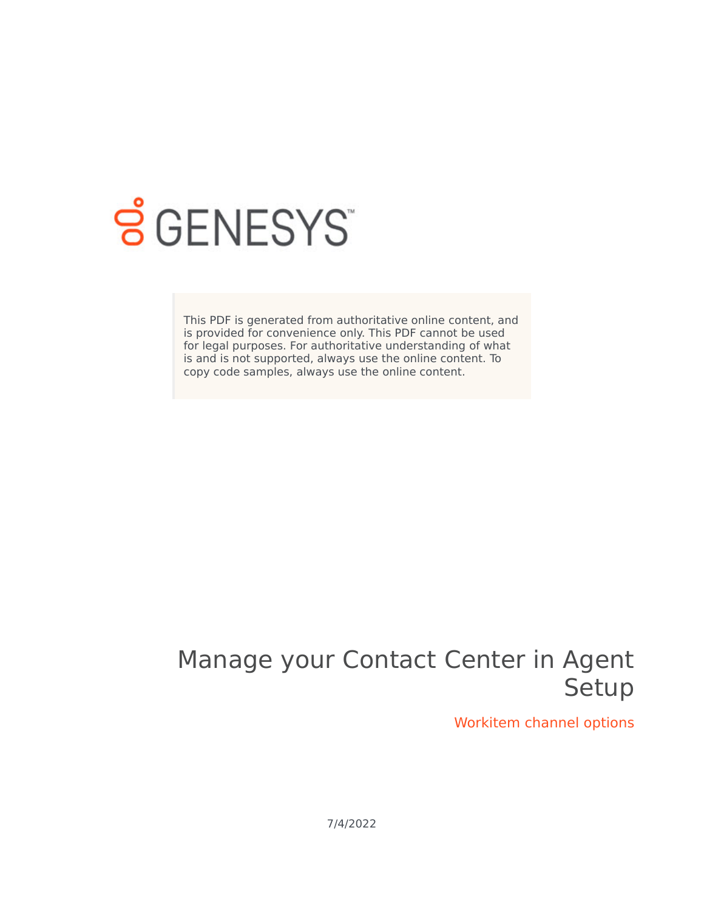GENESYS

This PDF is generated from authoritative online content, and is provided for convenience only. This PDF cannot be used for legal purposes. For authoritative understanding of what is and is not supported, always use the online content. To copy code samples, always use the online content.

# Manage your Contact Center in Agent Setup

## Workitem channel options

7/4/2022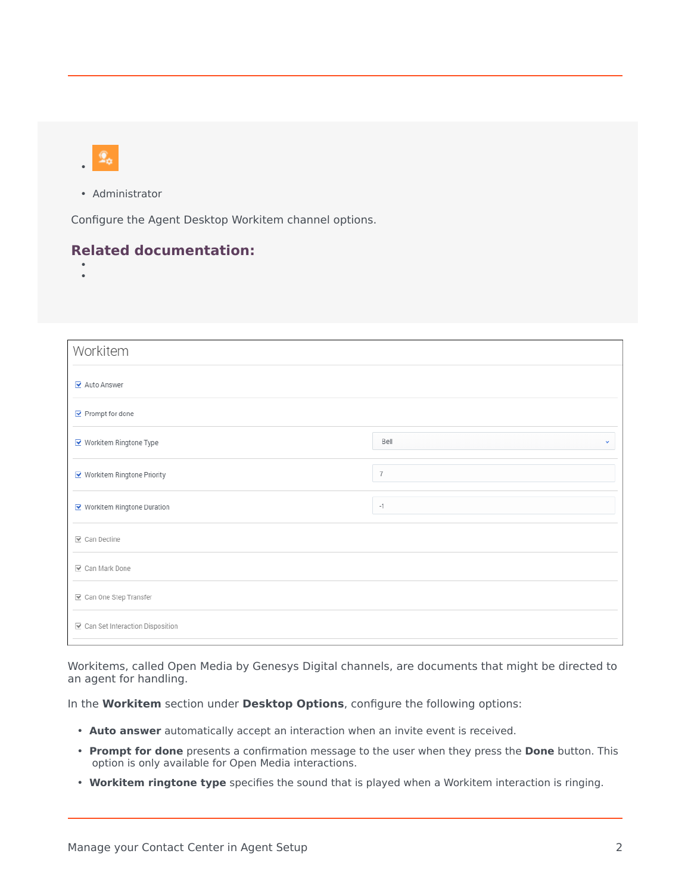- Administrator

Configure the Agent Desktop Workitem channel options.

**Related documentation:**

- 
- 

Workitems, called Open Media by Genesys Digital channels, are documents that might be directed to an agent for handling.

In the **Workitem** section under **Desktop Options**, configure the following options:

- **Auto answer** automatically accept an interaction when an invite event is received.
- **Prompt for done** presents a confirmation message to the user when they press the **Done** button. This option is only available for Open Media interactions.
- **Workitem ringtone type** specifies the sound that is played when a Workitem interaction is ringing.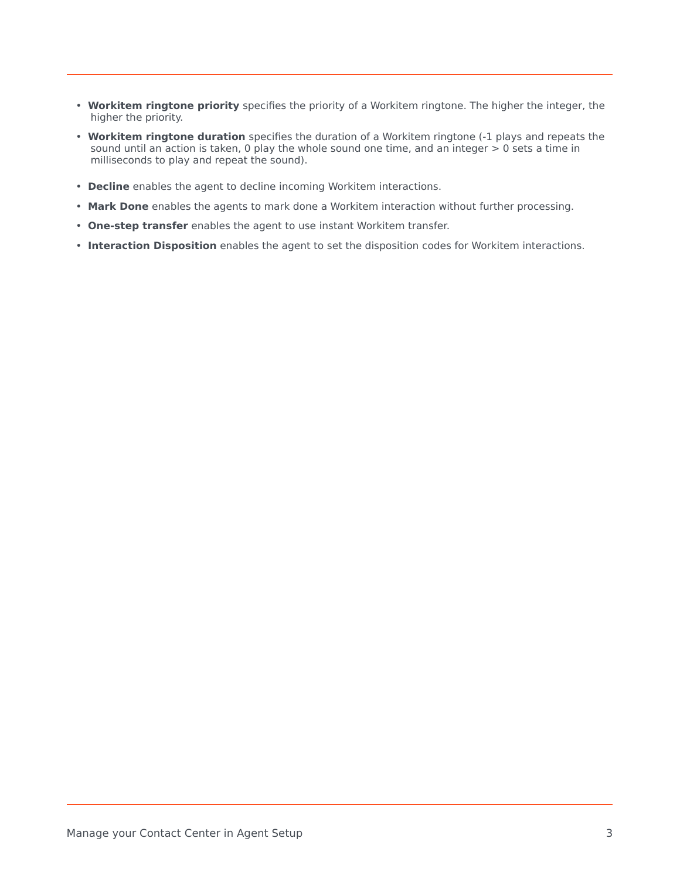- **Workitem ringtone priority** specifies the priority of a Workitem ringtone. The higher the integer, the higher the priority.
- **Workitem ringtone duration** specifies the duration of a Workitem ringtone (-1 plays and repeats the sound until an action is taken, 0 play the whole sound one time, and an integer > 0 sets a time in milliseconds to play and repeat the sound).

- **Decline** enables the agent to decline incoming Workitem interactions.
- **Mark Done** enables the agents to mark done a Workitem interaction without further processing.
- **One-step transfer** enables the agent to use instant Workitem transfer.
- **Interaction Disposition** enables the agent to set the disposition codes for Workitem interactions.